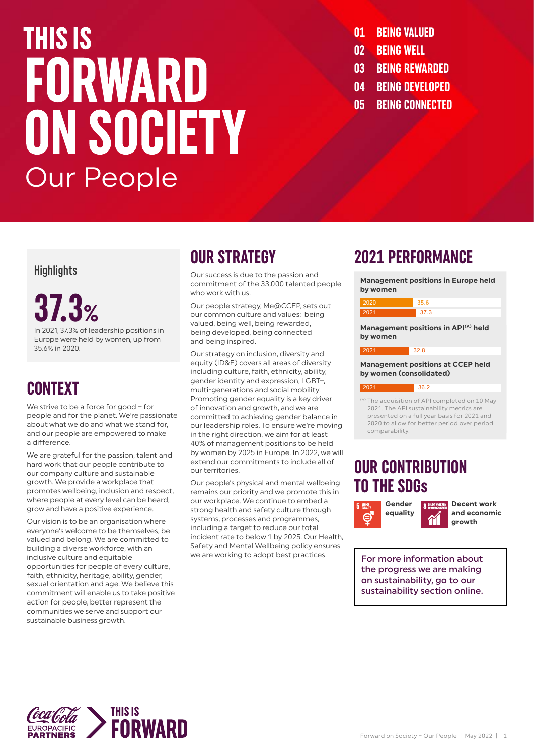# THIS IS FORWARD ON SOCIETY

## Our People

01 BEING VALUED
02 BEING WELL
03 BEING REWARDED
04 BEING DEVELOPED
05 BEING CONNECTED

### Highlights

**37.3%**

In 2021, 37.3% of leadership positions in Europe were held by women, up from 35.6% in 2020.

## CONTEXT

We strive to be a force for good – for people and for the planet. We're passionate about what we do and what we stand for, and our people are empowered to make a difference.

We are grateful for the passion, talent and hard work that our people contribute to our company culture and sustainable growth. We provide a workplace that promotes wellbeing, inclusion and respect, where people at every level can be heard, grow and have a positive experience.

Our vision is to be an organisation where everyone's welcome to be themselves, be valued and belong. We are committed to building a diverse workforce, with an inclusive culture and equitable opportunities for people of every culture, faith, ethnicity, heritage, ability, gender, sexual orientation and age. We believe this commitment will enable us to take positive action for people, better represent the communities we serve and support our sustainable business growth.

## OUR STRATEGY

Our success is due to the passion and commitment of the 33,000 talented people who work with us.

Our people strategy, Me@CCEP, sets out our common culture and values: being valued, being well, being rewarded, being developed, being connected and being inspired.

Our strategy on inclusion, diversity and equity (ID&E) covers all areas of diversity including culture, faith, ethnicity, ability, gender identity and expression, LGBT+, multi-generations and social mobility. Promoting gender equality is a key driver of innovation and growth, and we are committed to achieving gender balance in our leadership roles. To ensure we're moving in the right direction, we aim for at least 40% of management positions to be held by women by 2025 in Europe. In 2022, we will extend our commitments to include all of our territories.

Our people's physical and mental wellbeing remains our priority and we promote this in our workplace. We continue to embed a strong health and safety culture through systems, processes and programmes, including a target to reduce our total incident rate to below 1 by 2025. Our Health, Safety and Mental Wellbeing policy ensures we are working to adopt best practices.

## 2021 PERFORMANCE

**Management positions in Europe held by women**

| Year | % |
|---|---|
| 2020 | 35.6 |
| 2021 | 37.3 |

**Management positions in API[A] held by women**

| Year | % |
|---|---|
| 2021 | 32.8 |

**Management positions at CCEP held by women (consolidated)**

| Year | % |
|---|---|
| 2021 | 36.2 |

[A] The acquisition of API completed on 10 May 2021. The API sustainability metrics are presented on a full year basis for 2021 and 2020 to allow for better period over period comparability.

## OUR CONTRIBUTION TO THE SDGs

- 5 Gender equality
- 8 Decent work and economic growth

For more information about the progress we are making on sustainability, go to our sustainability section online.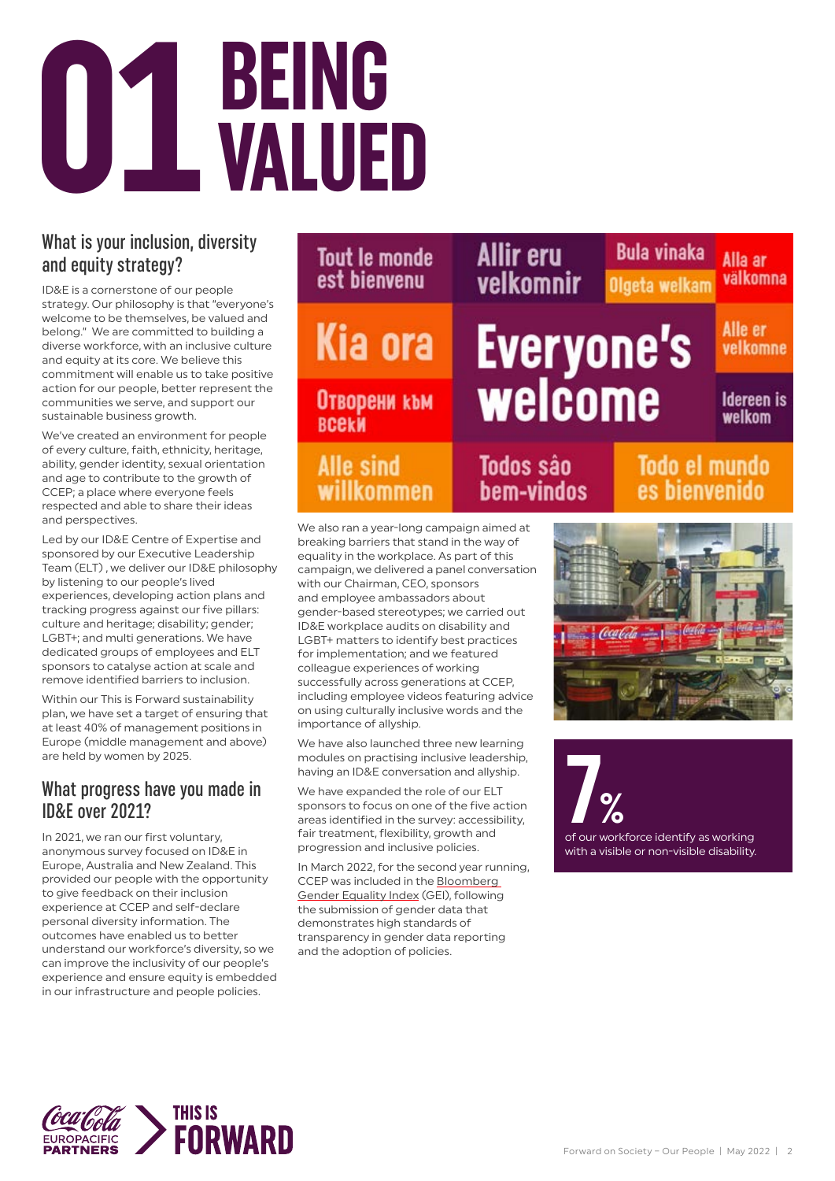# 01 BEING VALUED

## What is your inclusion, diversity and equity strategy?

ID&E is a cornerstone of our people strategy. Our philosophy is that "everyone's welcome to be themselves, be valued and belong." We are committed to building a diverse workforce, with an inclusive culture and equity at its core. We believe this commitment will enable us to take positive action for our people, better represent the communities we serve, and support our sustainable business growth.

We've created an environment for people of every culture, faith, ethnicity, heritage, ability, gender identity, sexual orientation and age to contribute to the growth of CCEP; a place where everyone feels respected and able to share their ideas and perspectives.

Led by our ID&E Centre of Expertise and sponsored by our Executive Leadership Team (ELT) , we deliver our ID&E philosophy by listening to our people's lived experiences, developing action plans and tracking progress against our five pillars: culture and heritage; disability; gender; LGBT+; and multi generations. We have dedicated groups of employees and ELT sponsors to catalyse action at scale and remove identified barriers to inclusion.

Within our This is Forward sustainability plan, we have set a target of ensuring that at least 40% of management positions in Europe (middle management and above) are held by women by 2025.

## What progress have you made in ID&E over 2021?

In 2021, we ran our first voluntary, anonymous survey focused on ID&E in Europe, Australia and New Zealand. This provided our people with the opportunity to give feedback on their inclusion experience at CCEP and self-declare personal diversity information. The outcomes have enabled us to better understand our workforce's diversity, so we can improve the inclusivity of our people's experience and ensure equity is embedded in our infrastructure and people policies.

Tout le monde est bienvenu | Allir eru velkomnir | Bula vinaka | Olgeta welkam | Alla ar välkomna | Kia ora | Everyone's welcome | Alle er velkomne | Отворени към всеки | Ideeren is welkom | Alle sind willkommen | Todos são bem-vindos | Todo el mundo es bienvenido

We also ran a year-long campaign aimed at breaking barriers that stand in the way of equality in the workplace. As part of this campaign, we delivered a panel conversation with our Chairman, CEO, sponsors and employee ambassadors about gender-based stereotypes; we carried out ID&E workplace audits on disability and LGBT+ matters to identify best practices for implementation; and we featured colleague experiences of working successfully across generations at CCEP, including employee videos featuring advice on using culturally inclusive words and the importance of allyship.

We have also launched three new learning modules on practising inclusive leadership, having an ID&E conversation and allyship.

We have expanded the role of our ELT sponsors to focus on one of the five action areas identified in the survey: accessibility, fair treatment, flexibility, growth and progression and inclusive policies.

In March 2022, for the second year running, CCEP was included in the Bloomberg Gender Equality Index (GEI), following the submission of gender data that demonstrates high standards of transparency in gender data reporting and the adoption of policies.

**7%**
of our workforce identify as working with a visible or non-visible disability.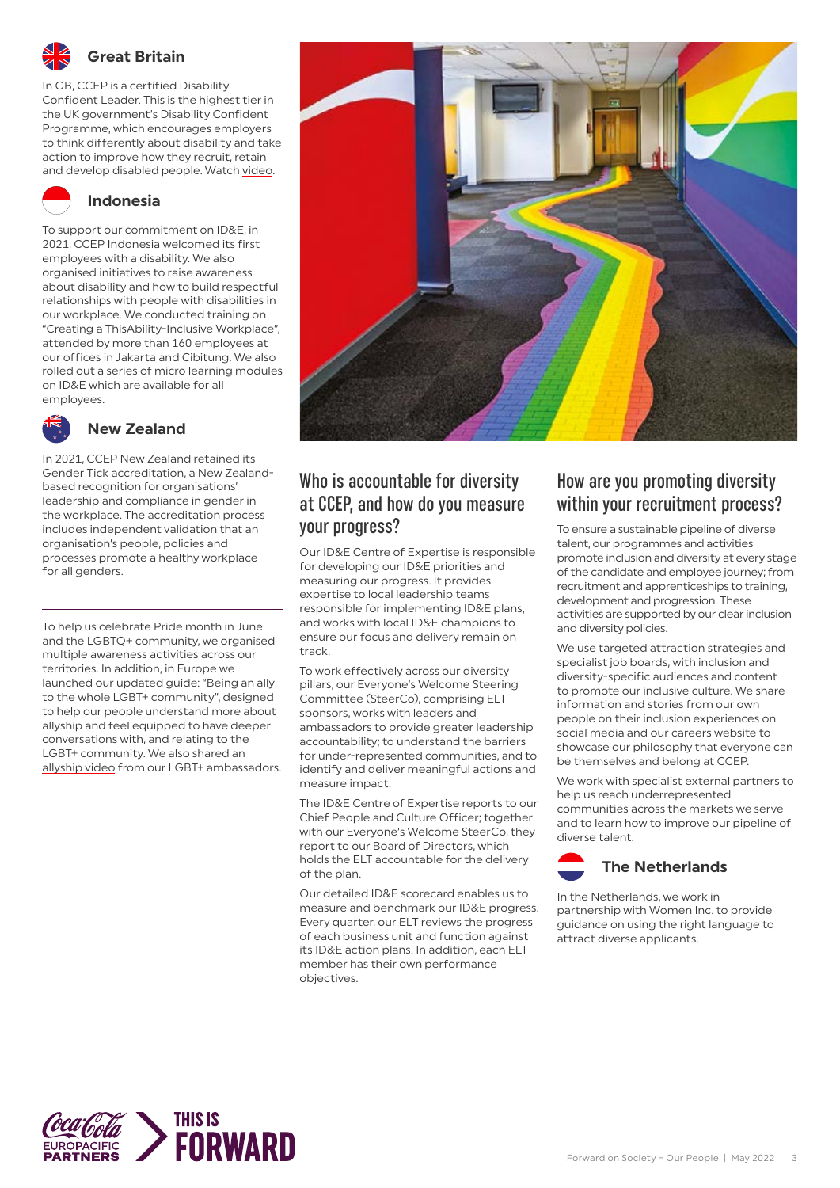### Great Britain

In GB, CCEP is a certified Disability Confident Leader. This is the highest tier in the UK government's Disability Confident Programme, which encourages employers to think differently about disability and take action to improve how they recruit, retain and develop disabled people. Watch video.

### Indonesia

To support our commitment on ID&E, in 2021, CCEP Indonesia welcomed its first employees with a disability. We also organised initiatives to raise awareness about disability and how to build respectful relationships with people with disabilities in our workplace. We conducted training on "Creating a ThisAbility-Inclusive Workplace", attended by more than 160 employees at our offices in Jakarta and Cibitung. We also rolled out a series of micro learning modules on ID&E which are available for all employees.

### New Zealand

In 2021, CCEP New Zealand retained its Gender Tick accreditation, a New Zealand-based recognition for organisations' leadership and compliance in gender in the workplace. The accreditation process includes independent validation that an organisation's people, policies and processes promote a healthy workplace for all genders.

---

To help us celebrate Pride month in June and the LGBTQ+ community, we organised multiple awareness activities across our territories. In addition, in Europe we launched our updated guide: "Being an ally to the whole LGBT+ community", designed to help our people understand more about allyship and feel equipped to have deeper conversations with, and relating to the LGBT+ community. We also shared an allyship video from our LGBT+ ambassadors.

## Who is accountable for diversity at CCEP, and how do you measure your progress?

Our ID&E Centre of Expertise is responsible for developing our ID&E priorities and measuring our progress. It provides expertise to local leadership teams responsible for implementing ID&E plans, and works with local ID&E champions to ensure our focus and delivery remain on track.

To work effectively across our diversity pillars, our Everyone's Welcome Steering Committee (SteerCo), comprising ELT sponsors, works with leaders and ambassadors to provide greater leadership accountability; to understand the barriers for under-represented communities, and to identify and deliver meaningful actions and measure impact.

The ID&E Centre of Expertise reports to our Chief People and Culture Officer; together with our Everyone's Welcome SteerCo, they report to our Board of Directors, which holds the ELT accountable for the delivery of the plan.

Our detailed ID&E scorecard enables us to measure and benchmark our ID&E progress. Every quarter, our ELT reviews the progress of each business unit and function against its ID&E action plans. In addition, each ELT member has their own performance objectives.

## How are you promoting diversity within your recruitment process?

To ensure a sustainable pipeline of diverse talent, our programmes and activities promote inclusion and diversity at every stage of the candidate and employee journey; from recruitment and apprenticeships to training, development and progression. These activities are supported by our clear inclusion and diversity policies.

We use targeted attraction strategies and specialist job boards, with inclusion and diversity-specific audiences and content to promote our inclusive culture. We share information and stories from our own people on their inclusion experiences on social media and our careers website to showcase our philosophy that everyone can be themselves and belong at CCEP.

We work with specialist external partners to help us reach underrepresented communities across the markets we serve and to learn how to improve our pipeline of diverse talent.

### The Netherlands

In the Netherlands, we work in partnership with Women Inc. to provide guidance on using the right language to attract diverse applicants.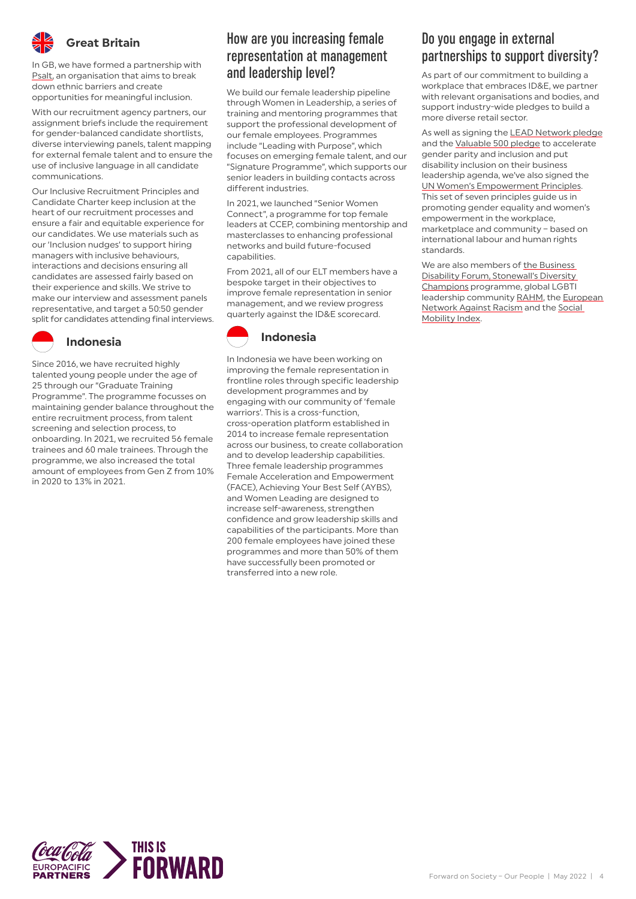### Great Britain

In GB, we have formed a partnership with Psalt, an organisation that aims to break down ethnic barriers and create opportunities for meaningful inclusion.

With our recruitment agency partners, our assignment briefs include the requirement for gender-balanced candidate shortlists, diverse interviewing panels, talent mapping for external female talent and to ensure the use of inclusive language in all candidate communications.

Our Inclusive Recruitment Principles and Candidate Charter keep inclusion at the heart of our recruitment processes and ensure a fair and equitable experience for our candidates. We use materials such as our 'Inclusion nudges' to support hiring managers with inclusive behaviours, interactions and decisions ensuring all candidates are assessed fairly based on their experience and skills. We strive to make our interview and assessment panels representative, and target a 50:50 gender split for candidates attending final interviews.

### Indonesia

Since 2016, we have recruited highly talented young people under the age of 25 through our "Graduate Training Programme". The programme focusses on maintaining gender balance throughout the entire recruitment process, from talent screening and selection process, to onboarding. In 2021, we recruited 56 female trainees and 60 male trainees. Through the programme, we also increased the total amount of employees from Gen Z from 10% in 2020 to 13% in 2021.

## How are you increasing female representation at management and leadership level?

We build our female leadership pipeline through Women in Leadership, a series of training and mentoring programmes that support the professional development of our female employees. Programmes include "Leading with Purpose", which focuses on emerging female talent, and our "Signature Programme", which supports our senior leaders in building contacts across different industries.

In 2021, we launched "Senior Women Connect", a programme for top female leaders at CCEP, combining mentorship and masterclasses to enhancing professional networks and build future-focused capabilities.

From 2021, all of our ELT members have a bespoke target in their objectives to improve female representation in senior management, and we review progress quarterly against the ID&E scorecard.

### Indonesia

In Indonesia we have been working on improving the female representation in frontline roles through specific leadership development programmes and by engaging with our community of 'female warriors'. This is a cross-function, cross-operation platform established in 2014 to increase female representation across our business, to create collaboration and to develop leadership capabilities. Three female leadership programmes Female Acceleration and Empowerment (FACE), Achieving Your Best Self (AYBS), and Women Leading are designed to increase self-awareness, strengthen confidence and grow leadership skills and capabilities of the participants. More than 200 female employees have joined these programmes and more than 50% of them have successfully been promoted or transferred into a new role.

## Do you engage in external partnerships to support diversity?

As part of our commitment to building a workplace that embraces ID&E, we partner with relevant organisations and bodies, and support industry-wide pledges to build a more diverse retail sector.

As well as signing the LEAD Network pledge and the Valuable 500 pledge to accelerate gender parity and inclusion and put disability inclusion on their business leadership agenda, we've also signed the UN Women's Empowerment Principles. This set of seven principles guide us in promoting gender equality and women's empowerment in the workplace, marketplace and community – based on international labour and human rights standards.

We are also members of the Business Disability Forum, Stonewall's Diversity Champions programme, global LGBTI leadership community RAHM, the European Network Against Racism and the Social Mobility Index.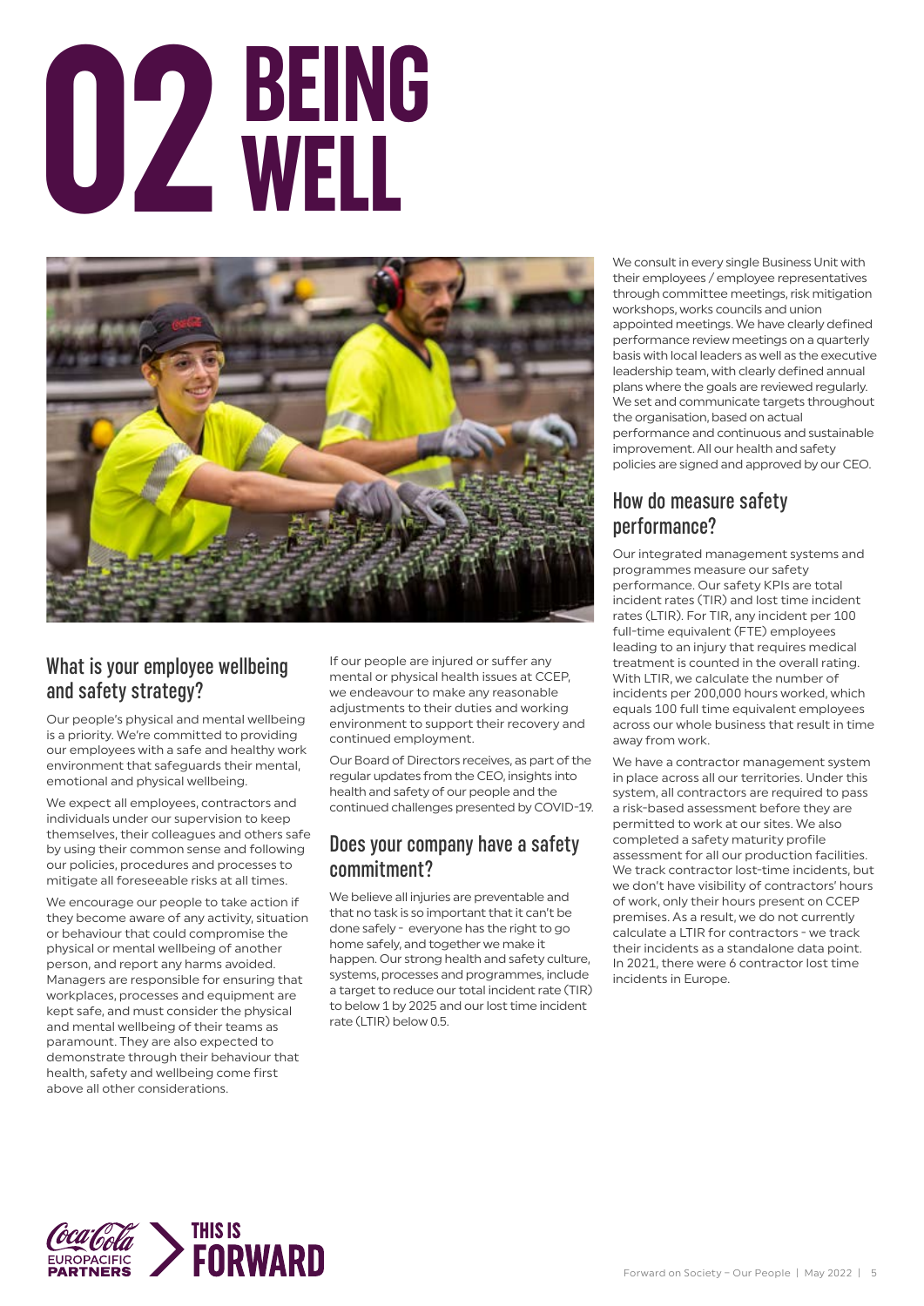# 02 BEING WELL

## What is your employee wellbeing and safety strategy?

Our people's physical and mental wellbeing is a priority. We're committed to providing our employees with a safe and healthy work environment that safeguards their mental, emotional and physical wellbeing.

We expect all employees, contractors and individuals under our supervision to keep themselves, their colleagues and others safe by using their common sense and following our policies, procedures and processes to mitigate all foreseeable risks at all times.

We encourage our people to take action if they become aware of any activity, situation or behaviour that could compromise the physical or mental wellbeing of another person, and report any harms avoided. Managers are responsible for ensuring that workplaces, processes and equipment are kept safe, and must consider the physical and mental wellbeing of their teams as paramount. They are also expected to demonstrate through their behaviour that health, safety and wellbeing come first above all other considerations.

If our people are injured or suffer any mental or physical health issues at CCEP, we endeavour to make any reasonable adjustments to their duties and working environment to support their recovery and continued employment.

Our Board of Directors receives, as part of the regular updates from the CEO, insights into health and safety of our people and the continued challenges presented by COVID-19.

## Does your company have a safety commitment?

We believe all injuries are preventable and that no task is so important that it can't be done safely - everyone has the right to go home safely, and together we make it happen. Our strong health and safety culture, systems, processes and programmes, include a target to reduce our total incident rate (TIR) to below 1 by 2025 and our lost time incident rate (LTIR) below 0.5.

We consult in every single Business Unit with their employees / employee representatives through committee meetings, risk mitigation workshops, works councils and union appointed meetings. We have clearly defined performance review meetings on a quarterly basis with local leaders as well as the executive leadership team, with clearly defined annual plans where the goals are reviewed regularly. We set and communicate targets throughout the organisation, based on actual performance and continuous and sustainable improvement. All our health and safety policies are signed and approved by our CEO.

## How do measure safety performance?

Our integrated management systems and programmes measure our safety performance. Our safety KPIs are total incident rates (TIR) and lost time incident rates (LTIR). For TIR, any incident per 100 full-time equivalent (FTE) employees leading to an injury that requires medical treatment is counted in the overall rating. With LTIR, we calculate the number of incidents per 200,000 hours worked, which equals 100 full time equivalent employees across our whole business that result in time away from work.

We have a contractor management system in place across all our territories. Under this system, all contractors are required to pass a risk-based assessment before they are permitted to work at our sites. We also completed a safety maturity profile assessment for all our production facilities. We track contractor lost-time incidents, but we don't have visibility of contractors' hours of work, only their hours present on CCEP premises. As a result, we do not currently calculate a LTIR for contractors - we track their incidents as a standalone data point. In 2021, there were 6 contractor lost time incidents in Europe.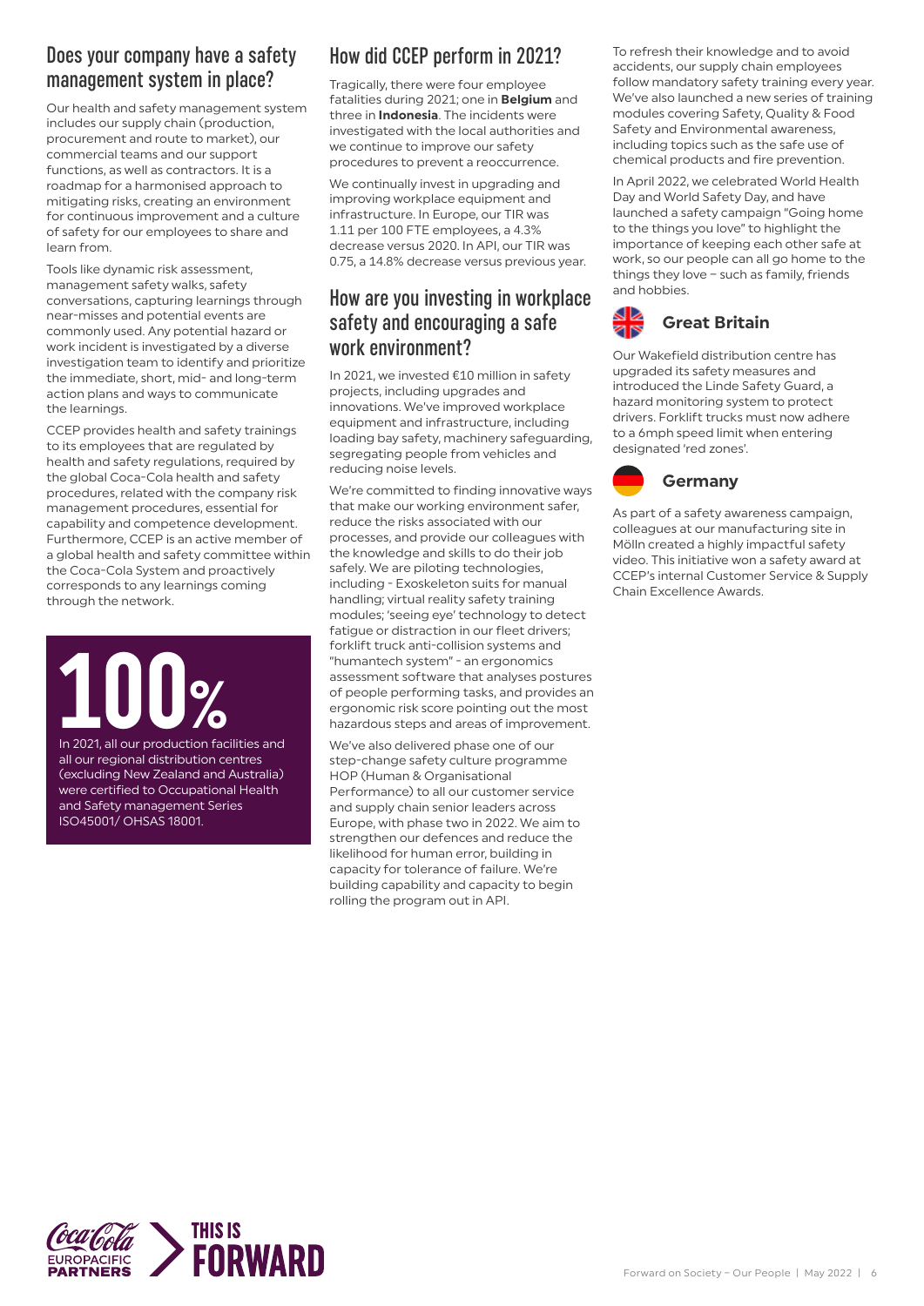## Does your company have a safety management system in place?

Our health and safety management system includes our supply chain (production, procurement and route to market), our commercial teams and our support functions, as well as contractors. It is a roadmap for a harmonised approach to mitigating risks, creating an environment for continuous improvement and a culture of safety for our employees to share and learn from.

Tools like dynamic risk assessment, management safety walks, safety conversations, capturing learnings through near-misses and potential events are commonly used. Any potential hazard or work incident is investigated by a diverse investigation team to identify and prioritize the immediate, short, mid- and long-term action plans and ways to communicate the learnings.

CCEP provides health and safety trainings to its employees that are regulated by health and safety regulations, required by the global Coca-Cola health and safety procedures, related with the company risk management procedures, essential for capability and competence development. Furthermore, CCEP is an active member of a global health and safety committee within the Coca-Cola System and proactively corresponds to any learnings coming through the network.

**100%**

In 2021, all our production facilities and all our regional distribution centres (excluding New Zealand and Australia) were certified to Occupational Health and Safety management Series ISO45001/ OHSAS 18001.

## How did CCEP perform in 2021?

Tragically, there were four employee fatalities during 2021; one in **Belgium** and three in **Indonesia**. The incidents were investigated with the local authorities and we continue to improve our safety procedures to prevent a reoccurrence.

We continually invest in upgrading and improving workplace equipment and infrastructure. In Europe, our TIR was 1.11 per 100 FTE employees, a 4.3% decrease versus 2020. In API, our TIR was 0.75, a 14.8% decrease versus previous year.

## How are you investing in workplace safety and encouraging a safe work environment?

In 2021, we invested €10 million in safety projects, including upgrades and innovations. We've improved workplace equipment and infrastructure, including loading bay safety, machinery safeguarding, segregating people from vehicles and reducing noise levels.

We're committed to finding innovative ways that make our working environment safer, reduce the risks associated with our processes, and provide our colleagues with the knowledge and skills to do their job safely. We are piloting technologies, including - Exoskeleton suits for manual handling; virtual reality safety training modules; 'seeing eye' technology to detect fatigue or distraction in our fleet drivers; forklift truck anti-collision systems and "humantech system" - an ergonomics assessment software that analyses postures of people performing tasks, and provides an ergonomic risk score pointing out the most hazardous steps and areas of improvement.

We've also delivered phase one of our step-change safety culture programme HOP (Human & Organisational Performance) to all our customer service and supply chain senior leaders across Europe, with phase two in 2022. We aim to strengthen our defences and reduce the likelihood for human error, building in capacity for tolerance of failure. We're building capability and capacity to begin rolling the program out in API.

To refresh their knowledge and to avoid accidents, our supply chain employees follow mandatory safety training every year. We've also launched a new series of training modules covering Safety, Quality & Food Safety and Environmental awareness, including topics such as the safe use of chemical products and fire prevention.

In April 2022, we celebrated World Health Day and World Safety Day, and have launched a safety campaign "Going home to the things you love" to highlight the importance of keeping each other safe at work, so our people can all go home to the things they love – such as family, friends and hobbies.

### Great Britain

Our Wakefield distribution centre has upgraded its safety measures and introduced the Linde Safety Guard, a hazard monitoring system to protect drivers. Forklift trucks must now adhere to a 6mph speed limit when entering designated 'red zones'.

### Germany

As part of a safety awareness campaign, colleagues at our manufacturing site in Mölln created a highly impactful safety video. This initiative won a safety award at CCEP's internal Customer Service & Supply Chain Excellence Awards.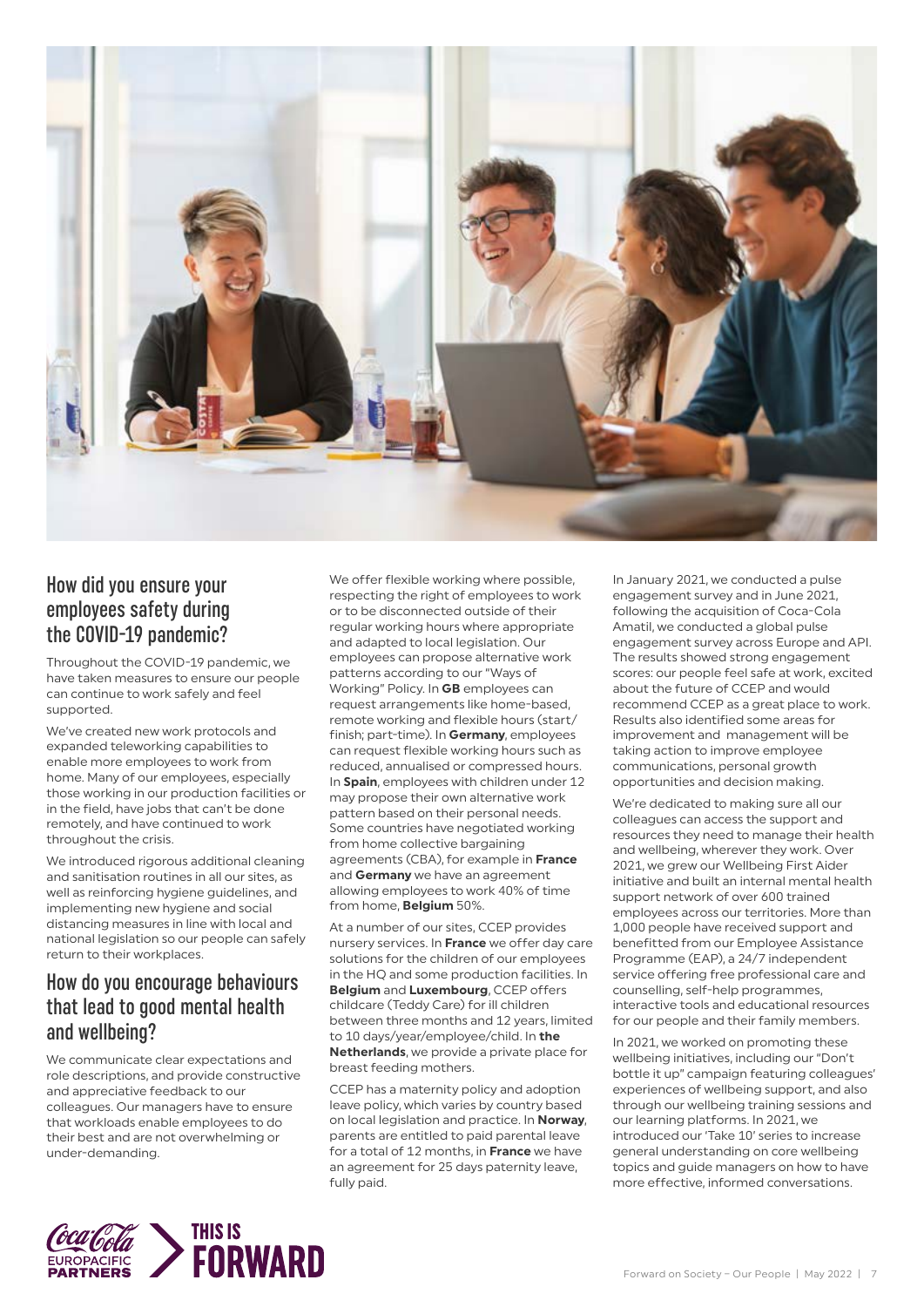## How did you ensure your employees safety during the COVID-19 pandemic?

Throughout the COVID-19 pandemic, we have taken measures to ensure our people can continue to work safely and feel supported.

We've created new work protocols and expanded teleworking capabilities to enable more employees to work from home. Many of our employees, especially those working in our production facilities or in the field, have jobs that can't be done remotely, and have continued to work throughout the crisis.

We introduced rigorous additional cleaning and sanitisation routines in all our sites, as well as reinforcing hygiene guidelines, and implementing new hygiene and social distancing measures in line with local and national legislation so our people can safely return to their workplaces.

## How do you encourage behaviours that lead to good mental health and wellbeing?

We communicate clear expectations and role descriptions, and provide constructive and appreciative feedback to our colleagues. Our managers have to ensure that workloads enable employees to do their best and are not overwhelming or under-demanding.

We offer flexible working where possible, respecting the right of employees to work or to be disconnected outside of their regular working hours where appropriate and adapted to local legislation. Our employees can propose alternative work patterns according to our "Ways of Working" Policy. In **GB** employees can request arrangements like home-based, remote working and flexible hours (start/finish; part-time). In **Germany**, employees can request flexible working hours such as reduced, annualised or compressed hours. In **Spain**, employees with children under 12 may propose their own alternative work pattern based on their personal needs. Some countries have negotiated working from home collective bargaining agreements (CBA), for example in **France** and **Germany** we have an agreement allowing employees to work 40% of time from home, **Belgium** 50%.

At a number of our sites, CCEP provides nursery services. In **France** we offer day care solutions for the children of our employees in the HQ and some production facilities. In **Belgium** and **Luxembourg**, CCEP offers childcare (Teddy Care) for ill children between three months and 12 years, limited to 10 days/year/employee/child. In **the Netherlands**, we provide a private place for breast feeding mothers.

CCEP has a maternity policy and adoption leave policy, which varies by country based on local legislation and practice. In **Norway**, parents are entitled to paid parental leave for a total of 12 months, in **France** we have an agreement for 25 days paternity leave, fully paid.

In January 2021, we conducted a pulse engagement survey and in June 2021, following the acquisition of Coca-Cola Amatil, we conducted a global pulse engagement survey across Europe and API. The results showed strong engagement scores: our people feel safe at work, excited about the future of CCEP and would recommend CCEP as a great place to work. Results also identified some areas for improvement and management will be taking action to improve employee communications, personal growth opportunities and decision making.

We're dedicated to making sure all our colleagues can access the support and resources they need to manage their health and wellbeing, wherever they work. Over 2021, we grew our Wellbeing First Aider initiative and built an internal mental health support network of over 600 trained employees across our territories. More than 1,000 people have received support and benefitted from our Employee Assistance Programme (EAP), a 24/7 independent service offering free professional care and counselling, self-help programmes, interactive tools and educational resources for our people and their family members.

In 2021, we worked on promoting these wellbeing initiatives, including our "Don't bottle it up" campaign featuring colleagues' experiences of wellbeing support, and also through our wellbeing training sessions and our learning platforms. In 2021, we introduced our 'Take 10' series to increase general understanding on core wellbeing topics and guide managers on how to have more effective, informed conversations.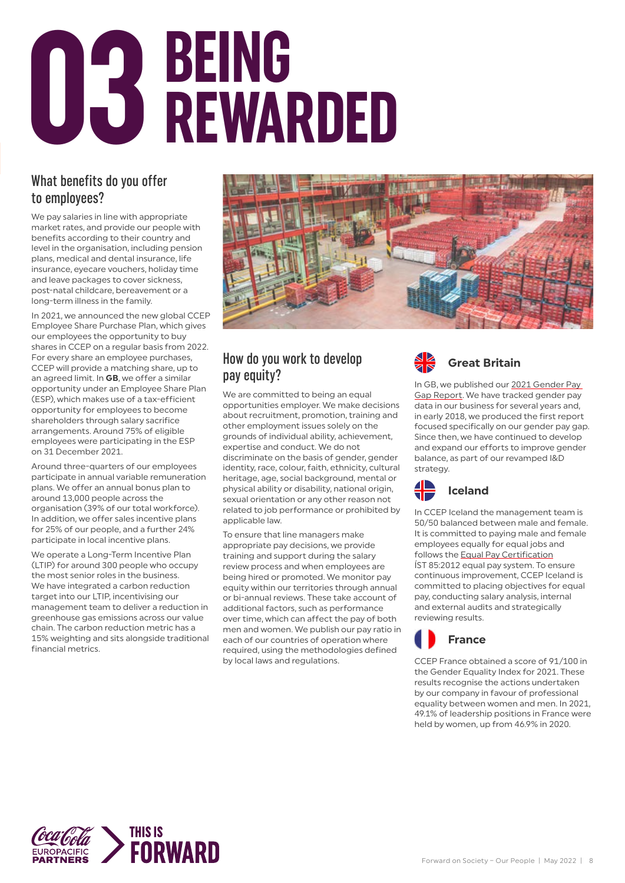# 03 BEING REWARDED

## What benefits do you offer to employees?

We pay salaries in line with appropriate market rates, and provide our people with benefits according to their country and level in the organisation, including pension plans, medical and dental insurance, life insurance, eyecare vouchers, holiday time and leave packages to cover sickness, post-natal childcare, bereavement or a long-term illness in the family.

In 2021, we announced the new global CCEP Employee Share Purchase Plan, which gives our employees the opportunity to buy shares in CCEP on a regular basis from 2022. For every share an employee purchases, CCEP will provide a matching share, up to an agreed limit. In **GB**, we offer a similar opportunity under an Employee Share Plan (ESP), which makes use of a tax-efficient opportunity for employees to become shareholders through salary sacrifice arrangements. Around 75% of eligible employees were participating in the ESP on 31 December 2021.

Around three-quarters of our employees participate in annual variable remuneration plans. We offer an annual bonus plan to around 13,000 people across the organisation (39% of our total workforce). In addition, we offer sales incentive plans for 25% of our people, and a further 24% participate in local incentive plans.

We operate a Long-Term Incentive Plan (LTIP) for around 300 people who occupy the most senior roles in the business. We have integrated a carbon reduction target into our LTIP, incentivising our management team to deliver a reduction in greenhouse gas emissions across our value chain. The carbon reduction metric has a 15% weighting and sits alongside traditional financial metrics.

## How do you work to develop pay equity?

We are committed to being an equal opportunities employer. We make decisions about recruitment, promotion, training and other employment issues solely on the grounds of individual ability, achievement, expertise and conduct. We do not discriminate on the basis of gender, gender identity, race, colour, faith, ethnicity, cultural heritage, age, social background, mental or physical ability or disability, national origin, sexual orientation or any other reason not related to job performance or prohibited by applicable law.

To ensure that line managers make appropriate pay decisions, we provide training and support during the salary review process and when employees are being hired or promoted. We monitor pay equity within our territories through annual or bi-annual reviews. These take account of additional factors, such as performance over time, which can affect the pay of both men and women. We publish our pay ratio in each of our countries of operation where required, using the methodologies defined by local laws and regulations.

### Great Britain

In GB, we published our 2021 Gender Pay Gap Report. We have tracked gender pay data in our business for several years and, in early 2018, we produced the first report focused specifically on our gender pay gap. Since then, we have continued to develop and expand our efforts to improve gender balance, as part of our revamped I&D strategy.

### Iceland

In CCEP Iceland the management team is 50/50 balanced between male and female. It is committed to paying male and female employees equally for equal jobs and follows the Equal Pay Certification ÍST 85:2012 equal pay system. To ensure continuous improvement, CCEP Iceland is committed to placing objectives for equal pay, conducting salary analysis, internal and external audits and strategically reviewing results.

### France

CCEP France obtained a score of 91/100 in the Gender Equality Index for 2021. These results recognise the actions undertaken by our company in favour of professional equality between women and men. In 2021, 49.1% of leadership positions in France were held by women, up from 46.9% in 2020.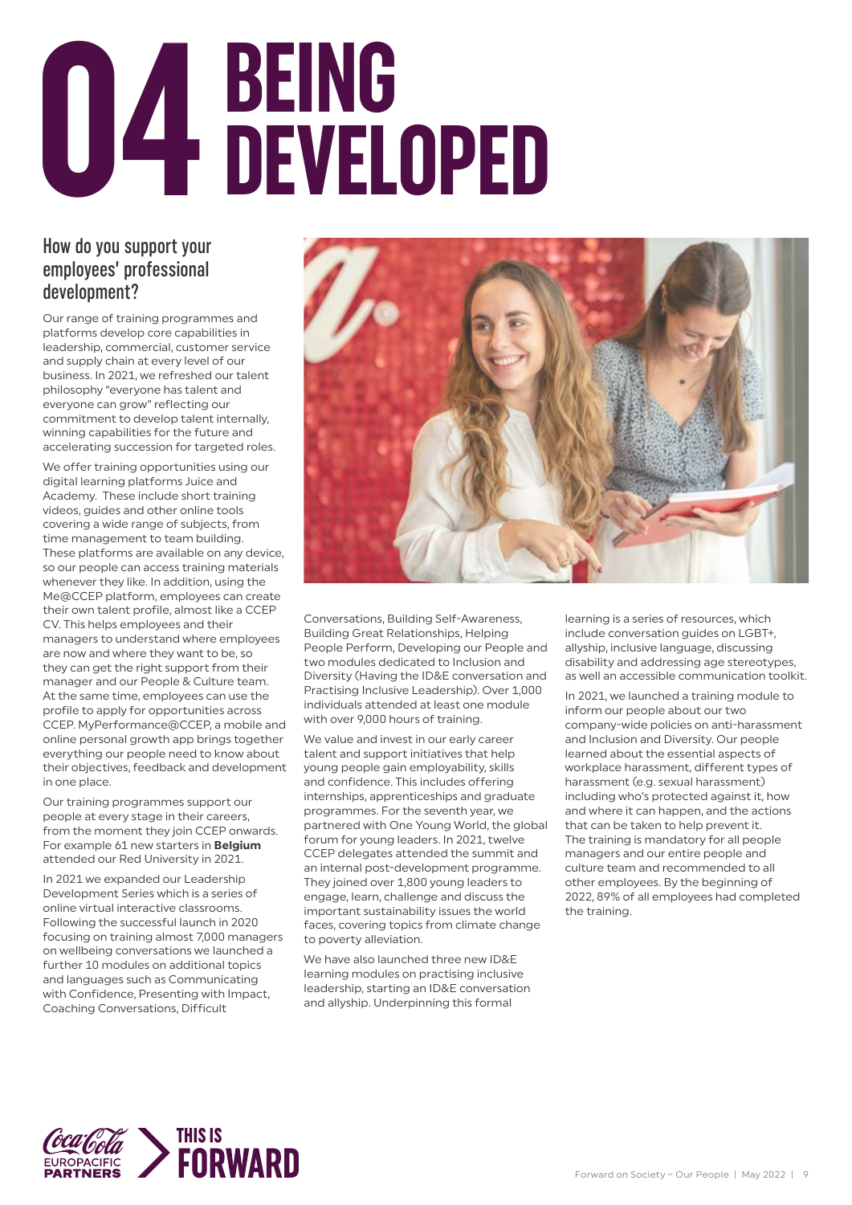# 04 BEING DEVELOPED

## How do you support your employees' professional development?

Our range of training programmes and platforms develop core capabilities in leadership, commercial, customer service and supply chain at every level of our business. In 2021, we refreshed our talent philosophy "everyone has talent and everyone can grow" reflecting our commitment to develop talent internally, winning capabilities for the future and accelerating succession for targeted roles.

We offer training opportunities using our digital learning platforms Juice and Academy. These include short training videos, guides and other online tools covering a wide range of subjects, from time management to team building. These platforms are available on any device, so our people can access training materials whenever they like. In addition, using the Me@CCEP platform, employees can create their own talent profile, almost like a CCEP CV. This helps employees and their managers to understand where employees are now and where they want to be, so they can get the right support from their manager and our People & Culture team. At the same time, employees can use the profile to apply for opportunities across CCEP. MyPerformance@CCEP, a mobile and online personal growth app brings together everything our people need to know about their objectives, feedback and development in one place.

Our training programmes support our people at every stage in their careers, from the moment they join CCEP onwards. For example 61 new starters in **Belgium** attended our Red University in 2021.

In 2021 we expanded our Leadership Development Series which is a series of online virtual interactive classrooms. Following the successful launch in 2020 focusing on training almost 7,000 managers on wellbeing conversations we launched a further 10 modules on additional topics and languages such as Communicating with Confidence, Presenting with Impact, Coaching Conversations, Difficult Conversations, Building Self-Awareness, Building Great Relationships, Helping People Perform, Developing our People and two modules dedicated to Inclusion and Diversity (Having the ID&E conversation and Practising Inclusive Leadership). Over 1,000 individuals attended at least one module with over 9,000 hours of training.

We value and invest in our early career talent and support initiatives that help young people gain employability, skills and confidence. This includes offering internships, apprenticeships and graduate programmes. For the seventh year, we partnered with One Young World, the global forum for young leaders. In 2021, twelve CCEP delegates attended the summit and an internal post-development programme. They joined over 1,800 young leaders to engage, learn, challenge and discuss the important sustainability issues the world faces, covering topics from climate change to poverty alleviation.

We have also launched three new ID&E learning modules on practising inclusive leadership, starting an ID&E conversation and allyship. Underpinning this formal learning is a series of resources, which include conversation guides on LGBT+, allyship, inclusive language, discussing disability and addressing age stereotypes, as well an accessible communication toolkit.

In 2021, we launched a training module to inform our people about our two company-wide policies on anti-harassment and Inclusion and Diversity. Our people learned about the essential aspects of workplace harassment, different types of harassment (e.g. sexual harassment) including who's protected against it, how and where it can happen, and the actions that can be taken to help prevent it. The training is mandatory for all people managers and our entire people and culture team and recommended to all other employees. By the beginning of 2022, 89% of all employees had completed the training.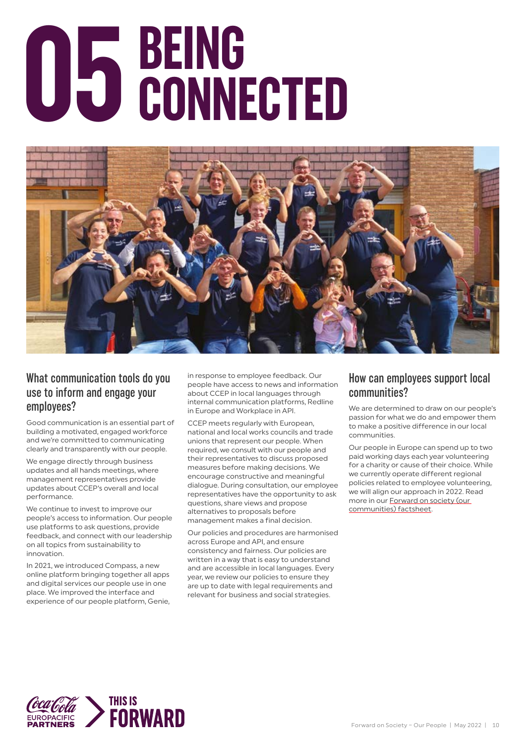# 05 BEING CONNECTED

## What communication tools do you use to inform and engage your employees?

Good communication is an essential part of building a motivated, engaged workforce and we're committed to communicating clearly and transparently with our people.

We engage directly through business updates and all hands meetings, where management representatives provide updates about CCEP's overall and local performance.

We continue to invest to improve our people's access to information. Our people use platforms to ask questions, provide feedback, and connect with our leadership on all topics from sustainability to innovation.

In 2021, we introduced Compass, a new online platform bringing together all apps and digital services our people use in one place. We improved the interface and experience of our people platform, Genie, in response to employee feedback. Our people have access to news and information about CCEP in local languages through internal communication platforms, Redline in Europe and Workplace in API.

CCEP meets regularly with European, national and local works councils and trade unions that represent our people. When required, we consult with our people and their representatives to discuss proposed measures before making decisions. We encourage constructive and meaningful dialogue. During consultation, our employee representatives have the opportunity to ask questions, share views and propose alternatives to proposals before management makes a final decision.

Our policies and procedures are harmonised across Europe and API, and ensure consistency and fairness. Our policies are written in a way that is easy to understand and are accessible in local languages. Every year, we review our policies to ensure they are up to date with legal requirements and relevant for business and social strategies.

## How can employees support local communities?

We are determined to draw on our people's passion for what we do and empower them to make a positive difference in our local communities.

Our people in Europe can spend up to two paid working days each year volunteering for a charity or cause of their choice. While we currently operate different regional policies related to employee volunteering, we will align our approach in 2022. Read more in our Forward on society (our communities) factsheet.